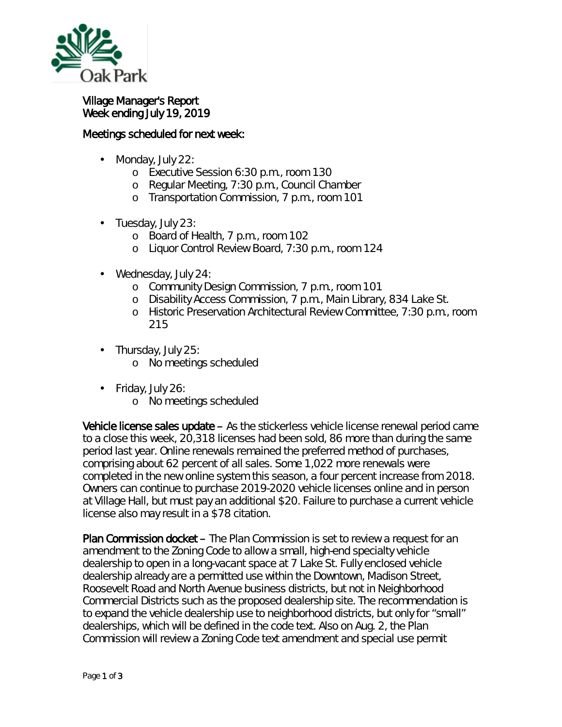Oak Park

# Village Manager's Report
Week ending July 19, 2019

## Meetings scheduled for next week:

- Monday, July 22:
  - Executive Session 6:30 p.m., room 130
  - Regular Meeting, 7:30 p.m., Council Chamber
  - Transportation Commission, 7 p.m., room 101
- Tuesday, July 23:
  - Board of Health, 7 p.m., room 102
  - Liquor Control Review Board, 7:30 p.m., room 124
- Wednesday, July 24:
  - Community Design Commission, 7 p.m., room 101
  - Disability Access Commission, 7 p.m., Main Library, 834 Lake St.
  - Historic Preservation Architectural Review Committee, 7:30 p.m., room 215
- Thursday, July 25:
  - No meetings scheduled
- Friday, July 26:
  - No meetings scheduled

**Vehicle license sales update** – As the stickerless vehicle license renewal period came to a close this week, 20,318 licenses had been sold, 86 more than during the same period last year. Online renewals remained the preferred method of purchases, comprising about 62 percent of all sales. Some 1,022 more renewals were completed in the new online system this season, a four percent increase from 2018. Owners can continue to purchase 2019-2020 vehicle licenses online and in person at Village Hall, but must pay an additional $20. Failure to purchase a current vehicle license also may result in a $78 citation.

**Plan Commission docket** – The Plan Commission is set to review a request for an amendment to the Zoning Code to allow a small, high-end specialty vehicle dealership to open in a long-vacant space at 7 Lake St. Fully enclosed vehicle dealership already are a permitted use within the Downtown, Madison Street, Roosevelt Road and North Avenue business districts, but not in Neighborhood Commercial Districts such as the proposed dealership site. The recommendation is to expand the vehicle dealership use to neighborhood districts, but only for "small" dealerships, which will be defined in the code text. Also on Aug. 2, the Plan Commission will review a Zoning Code text amendment and special use permit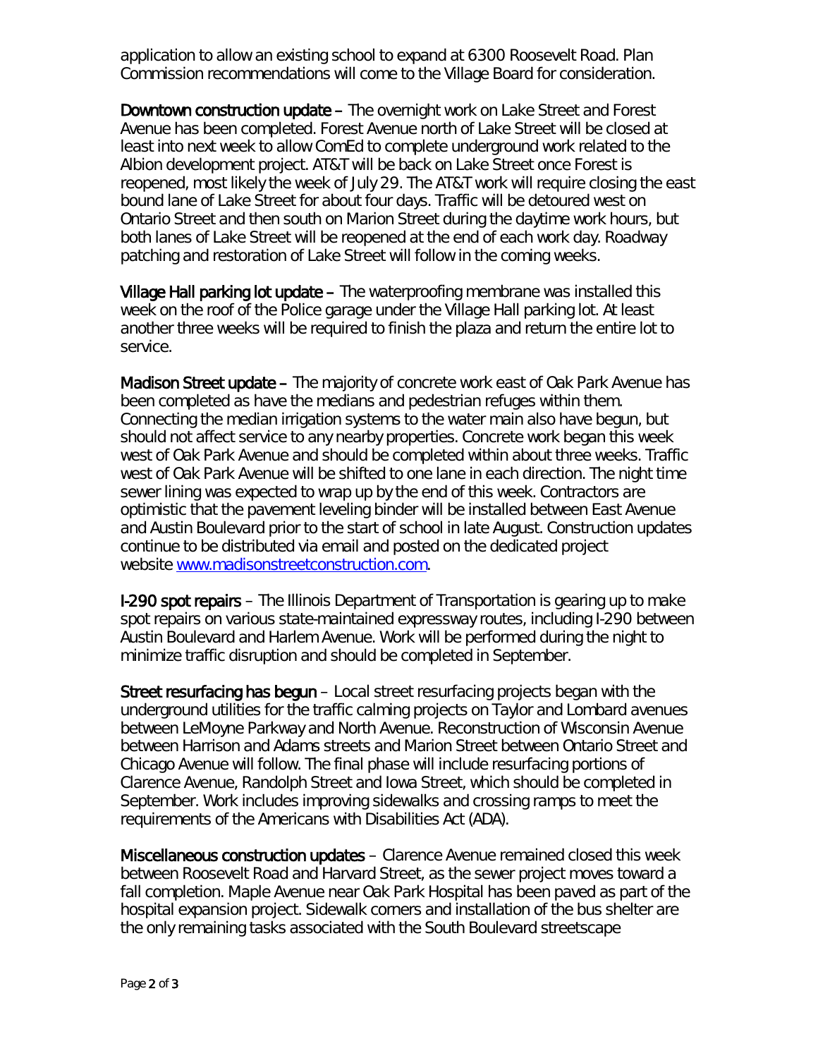application to allow an existing school to expand at 6300 Roosevelt Road. Plan Commission recommendations will come to the Village Board for consideration.

**Downtown construction update** – The overnight work on Lake Street and Forest Avenue has been completed. Forest Avenue north of Lake Street will be closed at least into next week to allow ComEd to complete underground work related to the Albion development project. AT&T will be back on Lake Street once Forest is reopened, most likely the week of July 29. The AT&T work will require closing the east bound lane of Lake Street for about four days. Traffic will be detoured west on Ontario Street and then south on Marion Street during the daytime work hours, but both lanes of Lake Street will be reopened at the end of each work day. Roadway patching and restoration of Lake Street will follow in the coming weeks.

**Village Hall parking lot update** – The waterproofing membrane was installed this week on the roof of the Police garage under the Village Hall parking lot. At least another three weeks will be required to finish the plaza and return the entire lot to service.

**Madison Street update** – The majority of concrete work east of Oak Park Avenue has been completed as have the medians and pedestrian refuges within them. Connecting the median irrigation systems to the water main also have begun, but should not affect service to any nearby properties. Concrete work began this week west of Oak Park Avenue and should be completed within about three weeks. Traffic west of Oak Park Avenue will be shifted to one lane in each direction. The night time sewer lining was expected to wrap up by the end of this week. Contractors are optimistic that the pavement leveling binder will be installed between East Avenue and Austin Boulevard prior to the start of school in late August. Construction updates continue to be distributed via email and posted on the dedicated project website [www.madisonstreetconstruction.com](www.madisonstreetconstruction.com).

**I-290 spot repairs** – The Illinois Department of Transportation is gearing up to make spot repairs on various state-maintained expressway routes, including I-290 between Austin Boulevard and Harlem Avenue. Work will be performed during the night to minimize traffic disruption and should be completed in September.

**Street resurfacing has begun** – Local street resurfacing projects began with the underground utilities for the traffic calming projects on Taylor and Lombard avenues between LeMoyne Parkway and North Avenue. Reconstruction of Wisconsin Avenue between Harrison and Adams streets and Marion Street between Ontario Street and Chicago Avenue will follow. The final phase will include resurfacing portions of Clarence Avenue, Randolph Street and Iowa Street, which should be completed in September. Work includes improving sidewalks and crossing ramps to meet the requirements of the Americans with Disabilities Act (ADA).

**Miscellaneous construction updates** – Clarence Avenue remained closed this week between Roosevelt Road and Harvard Street, as the sewer project moves toward a fall completion. Maple Avenue near Oak Park Hospital has been paved as part of the hospital expansion project. Sidewalk corners and installation of the bus shelter are the only remaining tasks associated with the South Boulevard streetscape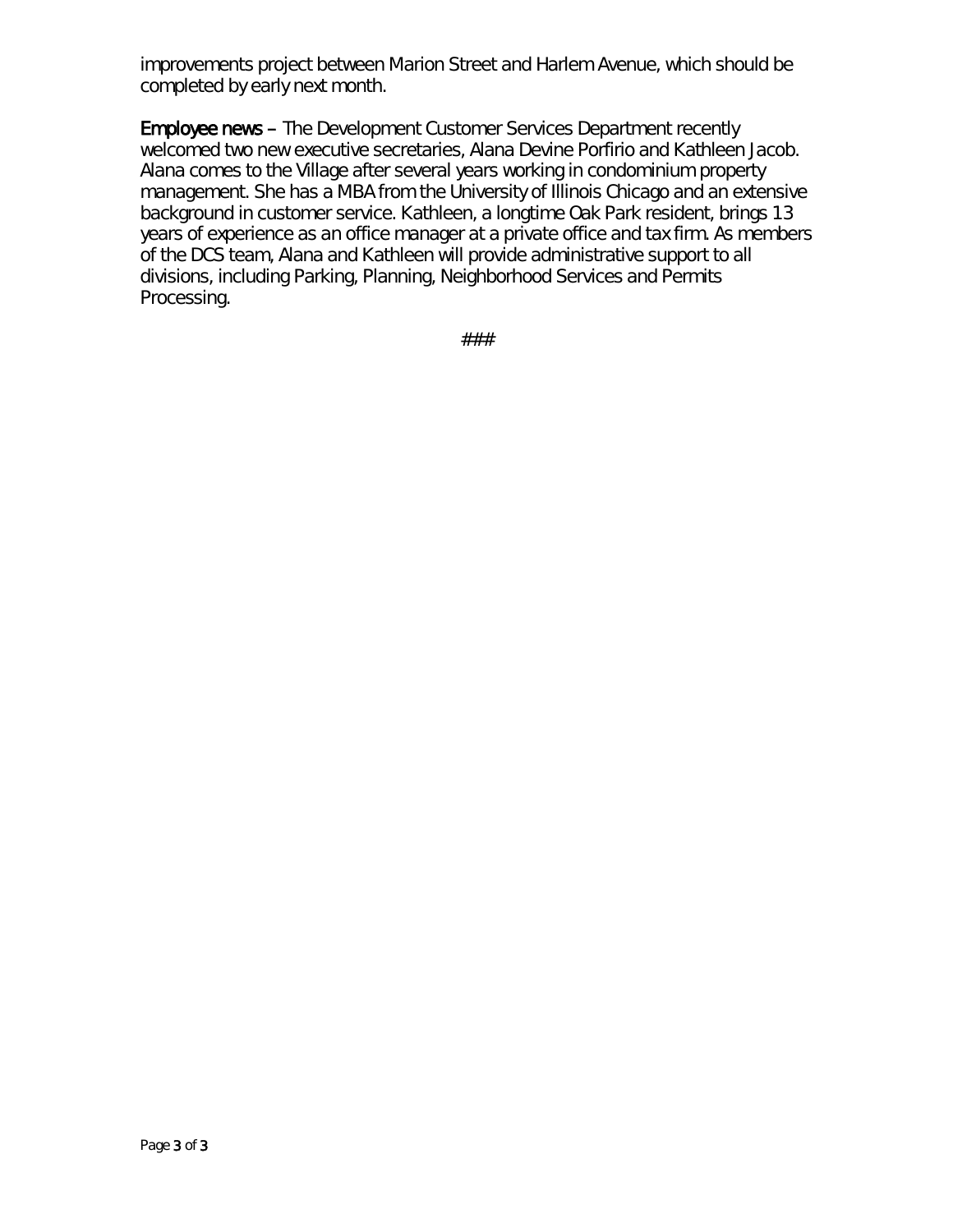improvements project between Marion Street and Harlem Avenue, which should be completed by early next month.

**Employee news** – The Development Customer Services Department recently welcomed two new executive secretaries, Alana Devine Porfirio and Kathleen Jacob. Alana comes to the Village after several years working in condominium property management. She has a MBA from the University of Illinois Chicago and an extensive background in customer service. Kathleen, a longtime Oak Park resident, brings 13 years of experience as an office manager at a private office and tax firm. As members of the DCS team, Alana and Kathleen will provide administrative support to all divisions, including Parking, Planning, Neighborhood Services and Permits Processing.

###